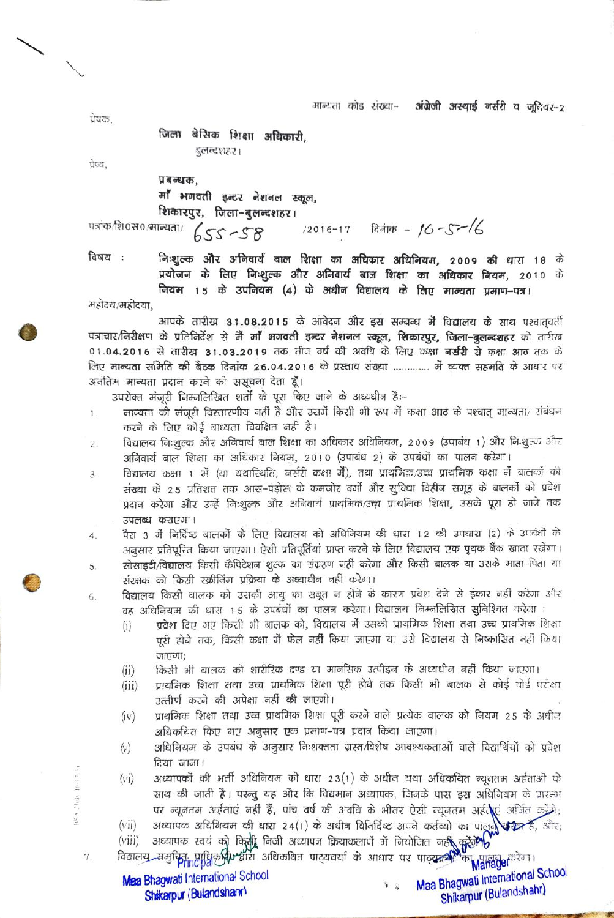मान्यता कोड संख्या- **अंग्रेजी अस्थाई नर्सरी व जूनियर-2**

प्रेषक,

**जिला बेसिक शिक्षा अधिकारी,**
बुलन्दशहर।

प्रेष्य,

**प्रबन्धक,**
**माँ भगवती इन्टर नेशनल स्कूल,**
**शिकारपुर, जिला-बुलन्दशहर।**

पत्रांक/शि0स0/मान्यता/ 655-58 /2016-17 दिनांक - 10-5-16

विषय : **निःशुल्क और अनिवार्य बाल शिक्षा का अधिकार अधिनियम, 2009 की धारा 18 के प्रयोजन के लिए निःशुल्क और अनिवार्य बाल शिक्षा का अधिकार नियम, 2010 के नियम 15 के उपनियम (4) के अधीन विद्यालय के लिए मान्यता प्रमाण-पत्र।**

महोदय/महोदया,

आपके तारीख **31.08.2015** के आवेदन और इस सम्बन्ध में विद्यालय के साथ पश्चात्‌वर्ती पत्राचार/निरीक्षण के प्रतिनिर्देश से मैं **माँ भगवती इन्टर नेशनल स्कूल, शिकारपुर, जिला-बुलन्दशहर** को तारीख **01.04.2016** से तारीख **31.03.2019** तक तीन वर्ष की अवधि के लिए कक्षा **नर्सरी** से कक्षा **आठ** तक के लिए **मान्यता** समिति की बैठक दिनांक **26.04.2016** के प्रस्ताव संख्या ............ में व्यक्त सहमति के आधार पर अनंतिम मान्यता प्रदान करने की सूचना देता हूँ।

उपरोक्त मंजूरी निम्नलिखित शर्तों के पूरा किए जाने के अध्यधीन हैः-

1. मान्यता की मंजूरी विस्तारणीय नहीं है और उसमें किसी भी रूप में कक्षा **आठ** के पश्चात् मान्यता/ संबंधन करने के लिए कोई बाध्यता विवक्षित नहीं है।
2. विद्यालय निःशुल्क और अनिवार्य बाल शिक्षा का अधिकार अधिनियम, 2009 (उपाबंध 1) और निःशुल्क और अनिवार्य बाल शिक्षा का अधिकार नियम, 2010 (उपाबंध 2) के उपबंधों का पालन करेगा।
3. विद्यालय कक्षा 1 में (या यथास्थिति, नर्सरी कक्षा में), तथा प्राथमिक/उच्च प्राथमिक कक्षा में बालकों की संख्या के 25 प्रतिशत तक आस-पड़ोस के कमजोर वर्गो और सुविधा विहीन समूह के बालकों को प्रवेश प्रदान करेगा और उन्हें निःशुल्क और अनिवार्य प्राथमिक/उच्च प्राथमिक शिक्षा, उसके पूरा हो जाने तक उपलब्ध कराएगा।
4. पैरा 3 में निर्दिष्ट बालकों के लिए विद्यालय को अधिनियम की धारा 12 की उपधारा (2) के उपबंधों के अनुसार प्रतिपूरित किया जाएगा। ऐसी प्रतिपूर्तियां प्राप्त करने के लिए विद्यालय एक पृथक बैंक खाता रखेगा।
5. सोसाइटी/विद्यालय किसी कैपिटेशन शुल्क का संग्रहण नहीं करेगा और किसी बालक या उसके माता-पिता या संरक्षक को किसी स्क्रीनिंग प्रक्रिया के अध्यधीन नहीं करेगा।
6. विद्यालय किसी बालक को उसकी आयु का सबूत न होने के कारण प्रवेश देने से इंकार नहीं करेगा और वह अधिनियम की धारा 15 के उपबंधों का पालन करेगा। विद्यालय निम्नलिखित सुनिश्चित करेगा :
   - (i) प्रवेश दिए गए किसी भी बालक को, विद्यालय में उसकी प्राथमिक शिक्षा तथा उच्च प्राथमिक शिक्षा पूरी होने तक, किसी कक्षा में फेल नहीं किया जाएगा या उसे विद्यालय से निष्कासित नहीं किया जाएगा;
   - (ii) किसी भी बालक को शारीरिक दण्ड या मानसिक उत्पीड़न के अध्यधीन नहीं किया जाएगा।
   - (iii) प्राथमिक शिक्षा तथा उच्च प्राथमिक शिक्षा पूरी होने तक किसी भी बालक से कोई बोर्ड परीक्षा उत्तीर्ण करने की अपेक्षा नहीं की जाएगी।
   - (iv) प्राथमिक शिक्षा तथा उच्च प्राथमिक शिक्षा पूरी करने वाले प्रत्येक बालक को नियम 25 के अधीन अधिकथित किए गए अनुसार एक प्रमाण-पत्र प्रदान किया जाएगा।
   - (v) अधिनियम के उपबंध के अनुसार निःशक्तता ग्रस्त/विशेष आवश्यकताओं वाले विद्यार्थियों को प्रवेश दिया जाना।
   - (vi) अध्यापकों की भर्ती अधिनियम की धारा 23(1) के अधीन यथा अधिकथित न्यूनतम अर्हताओं के साथ की जाती है। परन्तु यह और कि विद्यमान अध्यापक, जिनके पास इस अधिनियम के प्रारम्भ पर न्यूनतम अर्हताएं नहीं हैं, पांच वर्ष की अवधि के भीतर ऐसी न्यूनतम अर्हताएं अर्जित करेंगे;
   - (vii) अध्यापक अधिनियम की धारा 24(1) के अधीन विनिर्दिष्ट अपने कर्तव्यों का पालन करता है, और;
   - (viii) अध्यापक स्वयं को किसी निजी अध्यापन क्रियाकलापों में नियोजित नहीं करेंगे।
7. विद्यालय समुचित प्राधिकारी द्वारा अधिकथित पाठ्यचर्या के आधार पर पाठ्यक्रम का पालन करेगा।

Principal
Maa Bhagwati International School
Shikarpur (Bulandshahr)

Manager
Maa Bhagwati International School
Shikarpur (Bulandshahr)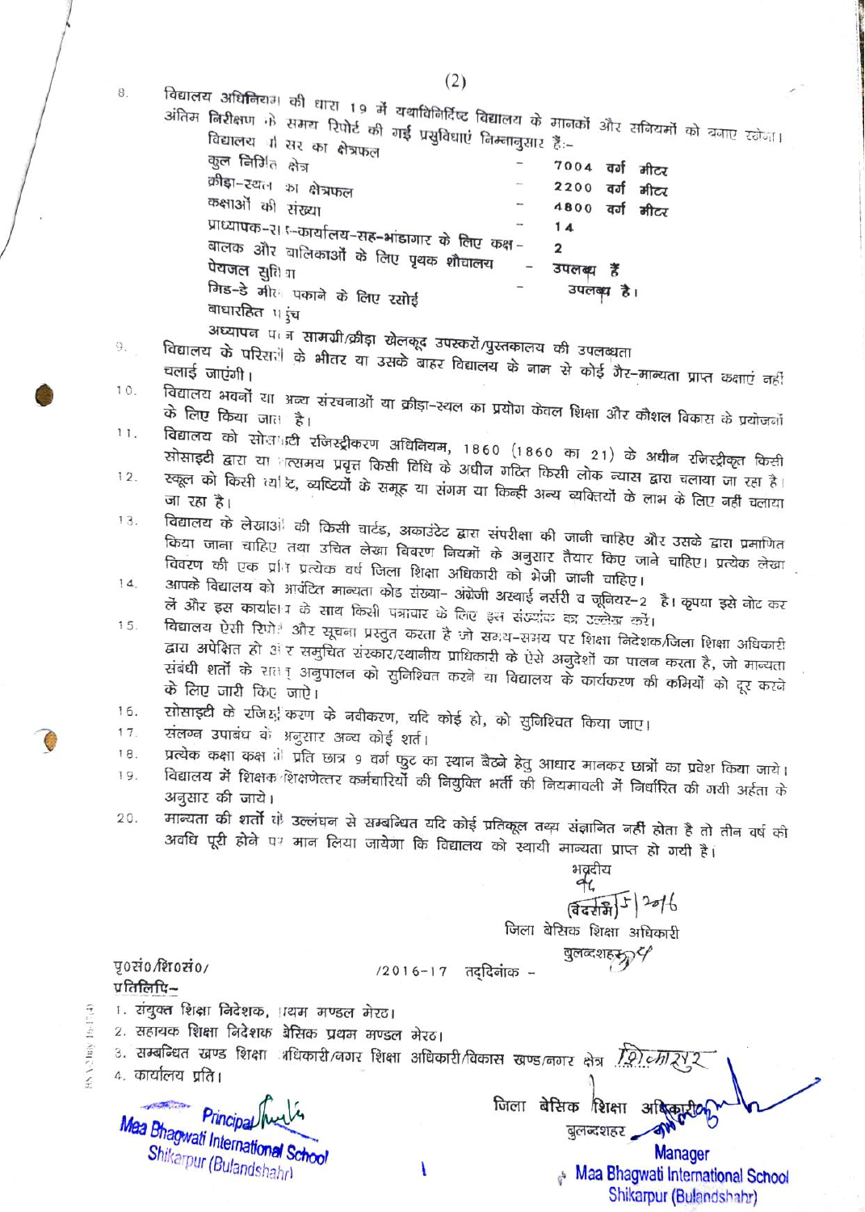8. विद्यालय अधिनियम की धारा 19 में यथाविनिर्दिष्ट विद्यालय के मानकों और मानियमों को बनाए रखेगा। अंतिम निरीक्षण के समय रिपोर्ट की गई प्रसुविधाएं निम्नानुसार हैं:-

| | | |
|---|---|---|
| विद्यालय के सर का क्षेत्रफल | - | 7004 वर्ग मीटर |
| कुल निर्मित क्षेत्र | - | 2200 वर्ग मीटर |
| क्रीड़ा-स्थल का क्षेत्रफल | - | 4800 वर्ग मीटर |
| कक्षाओं की संख्या | - | 14 |
| प्राध्यापक-रा-कार्यालय-सह-भंडागार के लिए कक्ष | - | 2 |
| बालक और बालिकाओं के लिए पृथक शौचालय | - | उपलब्ध हैं |
| पेयजल सुविधा | - | उपलब्ध है। |
| मिड-डे मील पकाने के लिए रसोई | | |
| बाधारहित पहुंच | | |
| अध्यापन पाठ्य सामग्री/क्रीड़ा खेलकूद उपस्करों/पुस्तकालय की उपलब्धता | | |

9. विद्यालय के परिसर के भीतर या उसके बाहर विद्यालय के नाम से कोई गैर-मान्यता प्राप्त कक्षाएं नहीं चलाई जाएंगी।
10. विद्यालय भवनों या अन्य संरचनाओं या क्रीड़ा-स्थल का प्रयोग केवल शिक्षा और कौशल विकास के प्रयोजनों के लिए किया जाता है।
11. विद्यालय को सोसाइटी रजिस्ट्रीकरण अधिनियम, 1860 (1860 का 21) के अधीन रजिस्ट्रीकृत किसी सोसाइटी द्वारा या तत्समय प्रवृत्त किसी विधि के अधीन गठित किसी लोक न्यास द्वारा चलाया जा रहा है।
12. स्कूल को किसी व्यष्टि, व्यष्टियों के समूह या संगम या किन्हीं अन्य व्यक्तियों के लाभ के लिए नहीं चलाया जा रहा है।
13. विद्यालय के लेखाओं की किसी चार्टड, अकाउंटेंट द्वारा संपरीक्षा की जानी चाहिए और उसके द्वारा प्रमाणित किया जाना चाहिए तथा उचित लेखा विवरण नियमों के अनुसार तैयार किए जाने चाहिए। प्रत्येक लेखा विवरण की एक प्रति प्रत्येक वर्ष जिला शिक्षा अधिकारी को भेजी जानी चाहिए।
14. आपके विद्यालय को आवंटित मान्यता कोड संख्या- अंग्रेजी अस्थाई नर्सरी व जूनियर-2 है। कृपया इसे नोट कर लें और इस कार्यालय के साथ किसी पत्राचार के लिए इस संख्या का उल्लेख करें।
15. विद्यालय ऐसी रिपोर्ट और सूचना प्रस्तुत करता है जो समय-समय पर शिक्षा निदेशक/जिला शिक्षा अधिकारी द्वारा अपेक्षित हो और समुचित संस्कार/स्थानीय प्राधिकारी के ऐसे अनुदेशों का पालन करता है, जो मान्यता संबंधी शर्तों के सतत् अनुपालन को सुनिश्चित करने या विद्यालय के कार्यकरण की कमियों को दूर करने के लिए जारी किए जाऐ।
16. सोसाइटी के रजिस्ट्रीकरण के नवीकरण, यदि कोई हो, को सुनिश्चित किया जाए।
17. संलग्न उपाबंध के अनुसार अन्य कोई शर्त।
18. प्रत्येक कक्षा कक्ष में प्रति छात्र 9 वर्ग फुट का स्थान बैठने हेतु आधार मानकर छात्रों का प्रवेश किया जाये।
19. विद्यालय में शिक्षक/शिक्षणेत्तर कर्मचारियों की नियुक्ति भर्ती की नियमावली में निर्धारित की गयी अर्हता के अनुसार की जाये।
20. मान्यता की शर्तों के उल्लंघन से सम्बन्धित यदि कोई प्रतिकूल तथ्य संज्ञानित नहीं होता है तो तीन वर्ष की अवधि पूरी होने पर मान लिया जायेगा कि विद्यालय को स्थायी मान्यता प्राप्त हो गयी है।

भवदीय
(वेदराम) 5/2016
जिला बेसिक शिक्षा अधिकारी
बुलन्दशहर

पृ०सं०/शि०सं०/ /2016-17 तद्दिनांक -

प्रतिलिपि-

1. संयुक्त शिक्षा निदेशक, प्रथम मण्डल मेरठ।
2. सहायक शिक्षा निदेशक बेसिक प्रथम मण्डल मेरठ।
3. सम्बन्धित खण्ड शिक्षा अधिकारी/नगर शिक्षा अधिकारी/विकास खण्ड/नगर क्षेत्र शिकारपुर
4. कार्यालय प्रति।

जिला बेसिक शिक्षा अधिकारी
बुलन्दशहर

Principal
Maa Bhagwati International School
Shikarpur (Bulandshahr)

Manager
Maa Bhagwati International School
Shikarpur (Bulandshahr)